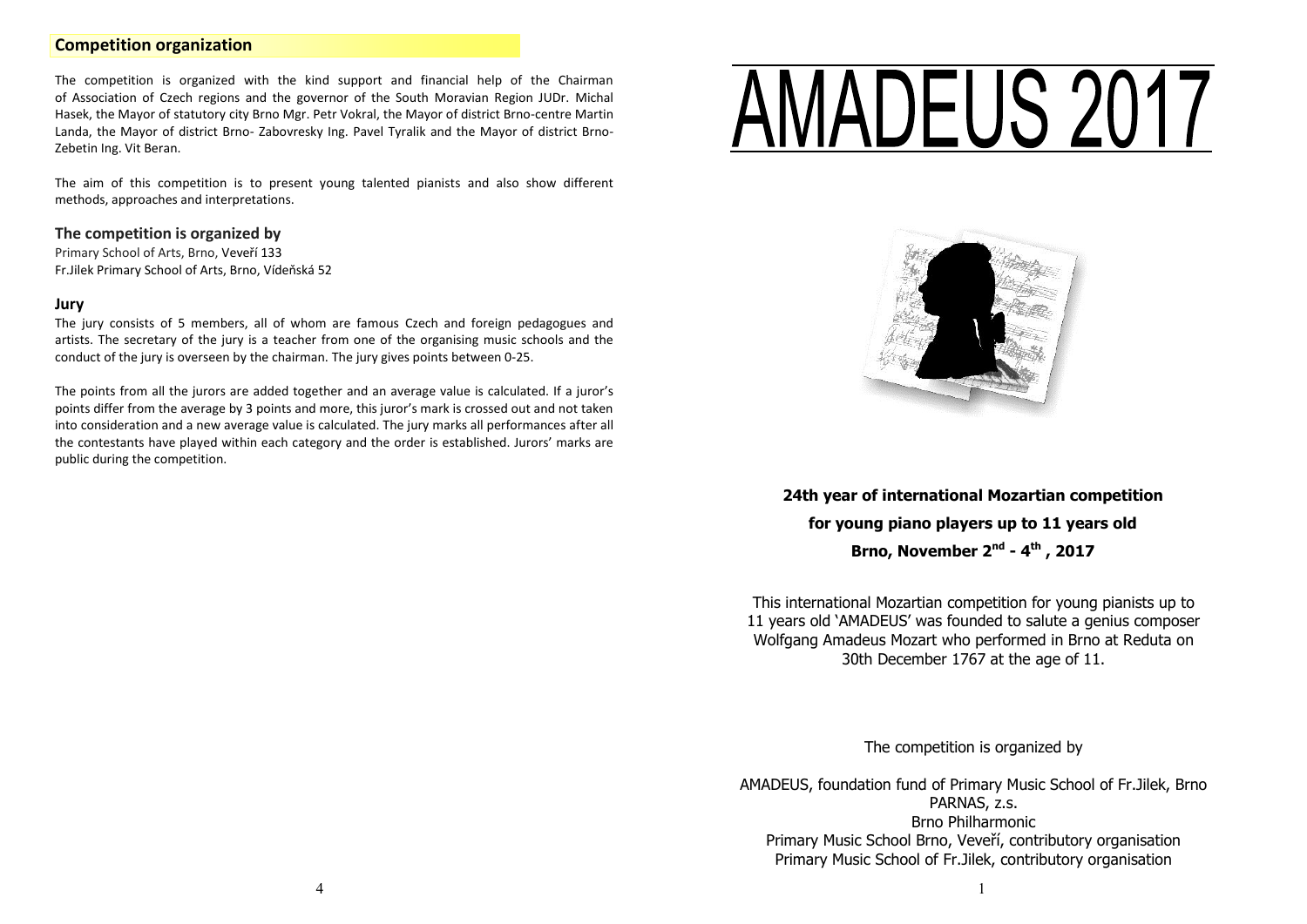## Competition organization

The competition is organized with the kind support and financial help of the Chairman of Association of Czech regions and the governor of the South Moravian Region JUDr. Michal Hasek, the Mayor of statutory city Brno Mgr. Petr Vokral, the Mayor of district Brno-centre Martin Landa, the Mayor of district Brno- Zabovresky Ing. Pavel Tyralik and the Mayor of district Brno-Zebetin Ing. Vit Beran.

The aim of this competition is to present young talented pianists and also show different methods, approaches and interpretations.

### The competition is organized by

Primary School of Arts, Brno, Veveří 133
Fr.Jilek Primary School of Arts, Brno, Vídeňská 52

### Jury

The jury consists of 5 members, all of whom are famous Czech and foreign pedagogues and artists. The secretary of the jury is a teacher from one of the organising music schools and the conduct of the jury is overseen by the chairman. The jury gives points between 0-25.

The points from all the jurors are added together and an average value is calculated. If a juror's points differ from the average by 3 points and more, this juror's mark is crossed out and not taken into consideration and a new average value is calculated. The jury marks all performances after all the contestants have played within each category and the order is established. Jurors' marks are public during the competition.

# AMADEUS 2017

**24th year of international Mozartian competition**

**for young piano players up to 11 years old**

**Brno, November 2nd - 4th , 2017**

This international Mozartian competition for young pianists up to 11 years old 'AMADEUS' was founded to salute a genius composer Wolfgang Amadeus Mozart who performed in Brno at Reduta on 30th December 1767 at the age of 11.

The competition is organized by

AMADEUS, foundation fund of Primary Music School of Fr.Jilek, Brno
PARNAS, z.s.
Brno Philharmonic
Primary Music School Brno, Veveří, contributory organisation
Primary Music School of Fr.Jilek, contributory organisation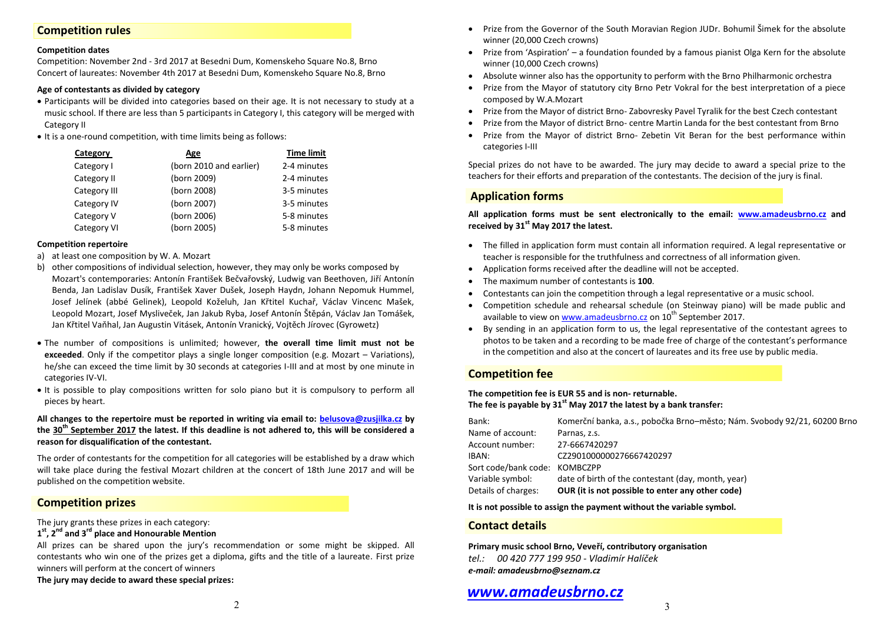## Competition rules

**Competition dates**

Competition: November 2nd - 3rd 2017 at Besedni Dum, Komenskeho Square No.8, Brno
Concert of laureates: November 4th 2017 at Besedni Dum, Komenskeho Square No.8, Brno

**Age of contestants as divided by category**

- Participants will be divided into categories based on their age. It is not necessary to study at a music school. If there are less than 5 participants in Category I, this category will be merged with Category II
- It is a one-round competition, with time limits being as follows:

| Category | Age | Time limit |
|---|---|---|
| Category I | (born 2010 and earlier) | 2-4 minutes |
| Category II | (born 2009) | 2-4 minutes |
| Category III | (born 2008) | 3-5 minutes |
| Category IV | (born 2007) | 3-5 minutes |
| Category V | (born 2006) | 5-8 minutes |
| Category VI | (born 2005) | 5-8 minutes |

**Competition repertoire**

a) at least one composition by W. A. Mozart
b) other compositions of individual selection, however, they may only be works composed by Mozart's contemporaries: Antonín František Bečvařovský, Ludwig van Beethoven, Jiří Antonín Benda, Jan Ladislav Dusík, František Xaver Dušek, Joseph Haydn, Johann Nepomuk Hummel, Josef Jelínek (abbé Gelinek), Leopold Koželuh, Jan Křtitel Kuchař, Václav Vincenc Mašek, Leopold Mozart, Josef Mysliveček, Jan Jakub Ryba, Josef Antonín Štěpán, Václav Jan Tomášek, Jan Křtitel Vaňhal, Jan Augustin Vitásek, Antonín Vranický, Vojtěch Jírovec (Gyrowetz)

- The number of compositions is unlimited; however, **the overall time limit must not be exceeded**. Only if the competitor plays a single longer composition (e.g. Mozart – Variations), he/she can exceed the time limit by 30 seconds at categories I-III and at most by one minute in categories IV-VI.
- It is possible to play compositions written for solo piano but it is compulsory to perform all pieces by heart.

**All changes to the repertoire must be reported in writing via email to: belusova@zusjilka.cz by the 30th September 2017 the latest. If this deadline is not adhered to, this will be considered a reason for disqualification of the contestant.**

The order of contestants for the competition for all categories will be established by a draw which will take place during the festival Mozart children at the concert of 18th June 2017 and will be published on the competition website.

## Competition prizes

The jury grants these prizes in each category:
**1st, 2nd and 3rd place and Honourable Mention**

All prizes can be shared upon the jury's recommendation or some might be skipped. All contestants who win one of the prizes get a diploma, gifts and the title of a laureate. First prize winners will perform at the concert of winners

**The jury may decide to award these special prizes:**

- Prize from the Governor of the South Moravian Region JUDr. Bohumil Šimek for the absolute winner (20,000 Czech crowns)
- Prize from 'Aspiration' – a foundation founded by a famous pianist Olga Kern for the absolute winner (10,000 Czech crowns)
- Absolute winner also has the opportunity to perform with the Brno Philharmonic orchestra
- Prize from the Mayor of statutory city Brno Petr Vokral for the best interpretation of a piece composed by W.A.Mozart
- Prize from the Mayor of district Brno- Zabovresky Pavel Tyralik for the best Czech contestant
- Prize from the Mayor of district Brno- centre Martin Landa for the best contestant from Brno
- Prize from the Mayor of district Brno- Zebetin Vit Beran for the best performance within categories I-III

Special prizes do not have to be awarded. The jury may decide to award a special prize to the teachers for their efforts and preparation of the contestants. The decision of the jury is final.

## Application forms

**All application forms must be sent electronically to the email: www.amadeusbrno.cz and received by 31st May 2017 the latest.**

- The filled in application form must contain all information required. A legal representative or teacher is responsible for the truthfulness and correctness of all information given.
- Application forms received after the deadline will not be accepted.
- The maximum number of contestants is **100**.
- Contestants can join the competition through a legal representative or a music school.
- Competition schedule and rehearsal schedule (on Steinway piano) will be made public and available to view on www.amadeusbrno.cz on 10th September 2017.
- By sending in an application form to us, the legal representative of the contestant agrees to photos to be taken and a recording to be made free of charge of the contestant's performance in the competition and also at the concert of laureates and its free use by public media.

## Competition fee

**The competition fee is EUR 55 and is non- returnable.**
**The fee is payable by 31st May 2017 the latest by a bank transfer:**

| | |
|---|---|
| Bank: | Komerční banka, a.s., pobočka Brno–město; Nám. Svobody 92/21, 60200 Brno |
| Name of account: | Parnas, z.s. |
| Account number: | 27-6667420297 |
| IBAN: | CZ2901000000276667420297 |
| Sort code/bank code: | KOMBCZPP |
| Variable symbol: | date of birth of the contestant (day, month, year) |
| Details of charges: | **OUR (it is not possible to enter any other code)** |

**It is not possible to assign the payment without the variable symbol.**

## Contact details

**Primary music school Brno, Veveří, contributory organisation**
*tel.: 00 420 777 199 950 - Vladimír Halíček*
***e-mail: amadeusbrno@seznam.cz***

## *www.amadeusbrno.cz*